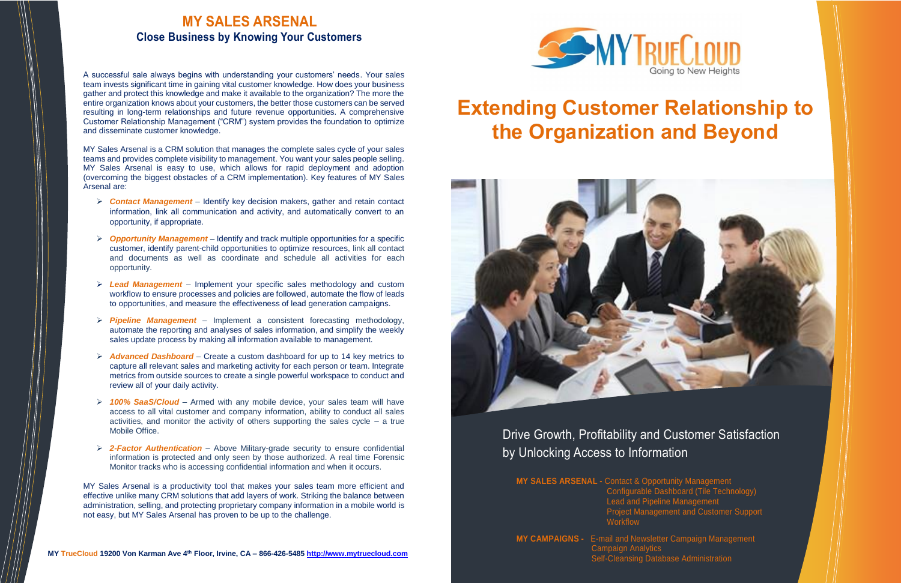## MY SALES ARSENAL

### Close Business by Knowing Your Customers

A successful sale always begins with understanding your customers' needs. Your sales team invests significant time in gaining vital customer knowledge. How does your business gather and protect this knowledge and make it available to the organization? The more the entire organization knows about your customers, the better those customers can be served resulting in long-term relationships and future revenue opportunities. A comprehensive Customer Relationship Management ("CRM") system provides the foundation to optimize and disseminate customer knowledge.

MY Sales Arsenal is a CRM solution that manages the complete sales cycle of your sales teams and provides complete visibility to management. You want your sales people selling. MY Sales Arsenal is easy to use, which allows for rapid deployment and adoption (overcoming the biggest obstacles of a CRM implementation). Key features of MY Sales Arsenal are:

- ***Contact Management*** – Identify key decision makers, gather and retain contact information, link all communication and activity, and automatically convert to an opportunity, if appropriate.
- ***Opportunity Management*** – Identify and track multiple opportunities for a specific customer, identify parent-child opportunities to optimize resources, link all contact and documents as well as coordinate and schedule all activities for each opportunity.
- ***Lead Management*** – Implement your specific sales methodology and custom workflow to ensure processes and policies are followed, automate the flow of leads to opportunities, and measure the effectiveness of lead generation campaigns.
- ***Pipeline Management*** – Implement a consistent forecasting methodology, automate the reporting and analyses of sales information, and simplify the weekly sales update process by making all information available to management.
- ***Advanced Dashboard*** – Create a custom dashboard for up to 14 key metrics to capture all relevant sales and marketing activity for each person or team. Integrate metrics from outside sources to create a single powerful workspace to conduct and review all of your daily activity.
- ***100% SaaS/Cloud*** – Armed with any mobile device, your sales team will have access to all vital customer and company information, ability to conduct all sales activities, and monitor the activity of others supporting the sales cycle – a true Mobile Office.
- ***2-Factor Authentication*** – Above Military-grade security to ensure confidential information is protected and only seen by those authorized. A real time Forensic Monitor tracks who is accessing confidential information and when it occurs.

MY Sales Arsenal is a productivity tool that makes your sales team more efficient and effective unlike many CRM solutions that add layers of work. Striking the balance between administration, selling, and protecting proprietary company information in a mobile world is not easy, but MY Sales Arsenal has proven to be up to the challenge.

**MY TrueCloud 19200 Von Karman Ave 4th Floor, Irvine, CA – 866-426-5485 [http://www.mytruecloud.com](http://www.mytruecloud.com)**

MY TrueCloud – Going to New Heights

# Extending Customer Relationship to the Organization and Beyond

Drive Growth, Profitability and Customer Satisfaction by Unlocking Access to Information

**MY SALES ARSENAL -** Contact & Opportunity Management
Configurable Dashboard (Tile Technology)
Lead and Pipeline Management
Project Management and Customer Support
Workflow

**MY CAMPAIGNS -** E-mail and Newsletter Campaign Management
Campaign Analytics
Self-Cleansing Database Administration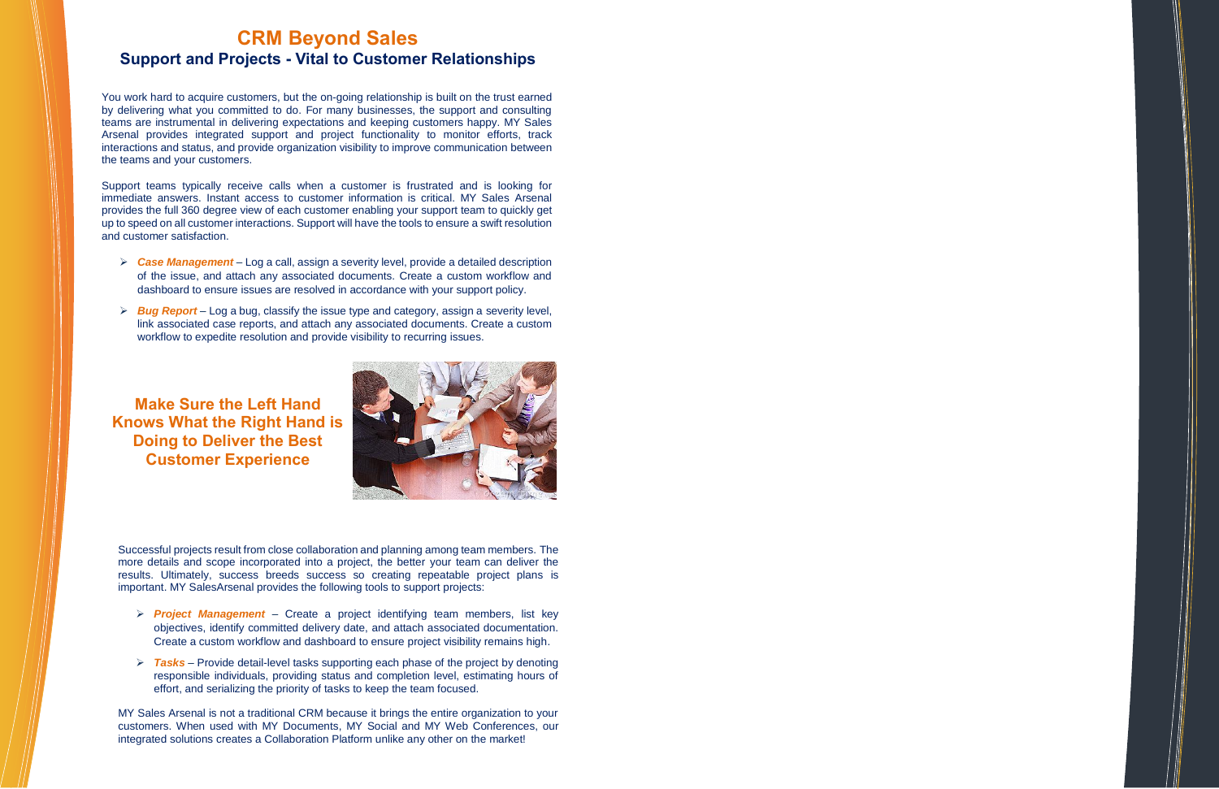# CRM Beyond Sales

## Support and Projects - Vital to Customer Relationships

You work hard to acquire customers, but the on-going relationship is built on the trust earned by delivering what you committed to do. For many businesses, the support and consulting teams are instrumental in delivering expectations and keeping customers happy. MY Sales Arsenal provides integrated support and project functionality to monitor efforts, track interactions and status, and provide organization visibility to improve communication between the teams and your customers.

Support teams typically receive calls when a customer is frustrated and is looking for immediate answers. Instant access to customer information is critical. MY Sales Arsenal provides the full 360 degree view of each customer enabling your support team to quickly get up to speed on all customer interactions. Support will have the tools to ensure a swift resolution and customer satisfaction.

- ***Case Management*** – Log a call, assign a severity level, provide a detailed description of the issue, and attach any associated documents. Create a custom workflow and dashboard to ensure issues are resolved in accordance with your support policy.
- ***Bug Report*** – Log a bug, classify the issue type and category, assign a severity level, link associated case reports, and attach any associated documents. Create a custom workflow to expedite resolution and provide visibility to recurring issues.

### Make Sure the Left Hand Knows What the Right Hand is Doing to Deliver the Best Customer Experience

Successful projects result from close collaboration and planning among team members. The more details and scope incorporated into a project, the better your team can deliver the results. Ultimately, success breeds success so creating repeatable project plans is important. MY SalesArsenal provides the following tools to support projects:

- ***Project Management*** – Create a project identifying team members, list key objectives, identify committed delivery date, and attach associated documentation. Create a custom workflow and dashboard to ensure project visibility remains high.
- ***Tasks*** – Provide detail-level tasks supporting each phase of the project by denoting responsible individuals, providing status and completion level, estimating hours of effort, and serializing the priority of tasks to keep the team focused.

MY Sales Arsenal is not a traditional CRM because it brings the entire organization to your customers. When used with MY Documents, MY Social and MY Web Conferences, our integrated solutions creates a Collaboration Platform unlike any other on the market!